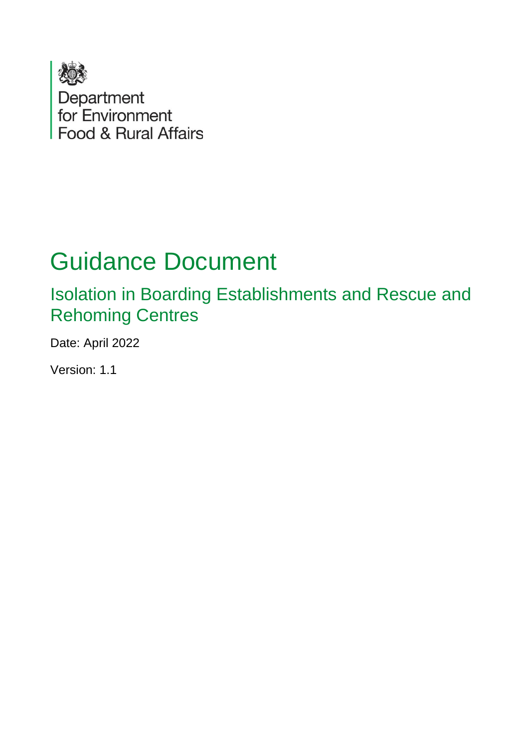Department for Environment Food & Rural Affairs

# Guidance Document

## Isolation in Boarding Establishments and Rescue and Rehoming Centres

Date: April 2022

Version: 1.1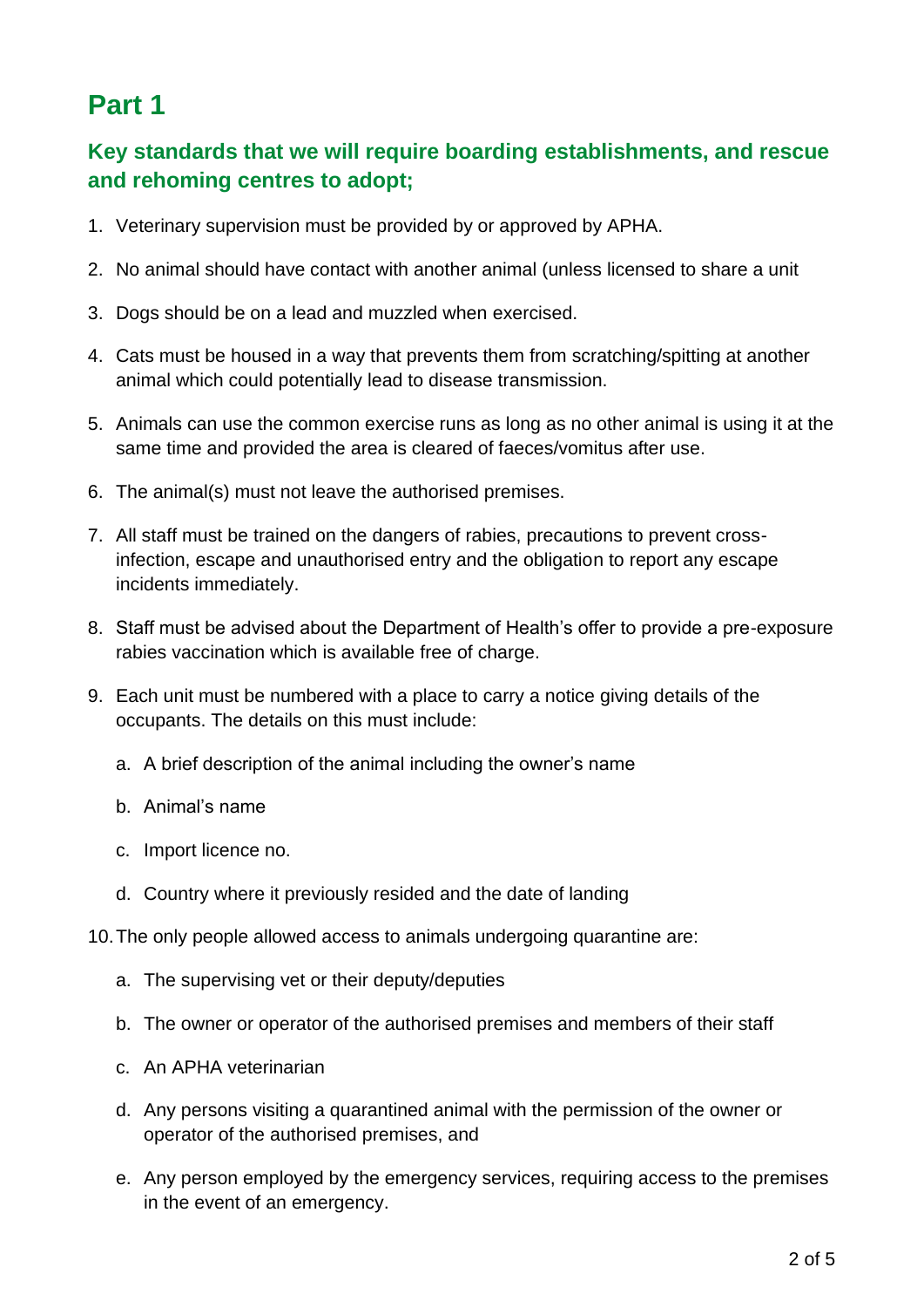# Part 1

## Key standards that we will require boarding establishments, and rescue and rehoming centres to adopt;

1. Veterinary supervision must be provided by or approved by APHA.
2. No animal should have contact with another animal (unless licensed to share a unit
3. Dogs should be on a lead and muzzled when exercised.
4. Cats must be housed in a way that prevents them from scratching/spitting at another animal which could potentially lead to disease transmission.
5. Animals can use the common exercise runs as long as no other animal is using it at the same time and provided the area is cleared of faeces/vomitus after use.
6. The animal(s) must not leave the authorised premises.
7. All staff must be trained on the dangers of rabies, precautions to prevent cross-infection, escape and unauthorised entry and the obligation to report any escape incidents immediately.
8. Staff must be advised about the Department of Health's offer to provide a pre-exposure rabies vaccination which is available free of charge.
9. Each unit must be numbered with a place to carry a notice giving details of the occupants. The details on this must include:
    a. A brief description of the animal including the owner's name
    b. Animal's name
    c. Import licence no.
    d. Country where it previously resided and the date of landing
10. The only people allowed access to animals undergoing quarantine are:
    a. The supervising vet or their deputy/deputies
    b. The owner or operator of the authorised premises and members of their staff
    c. An APHA veterinarian
    d. Any persons visiting a quarantined animal with the permission of the owner or operator of the authorised premises, and
    e. Any person employed by the emergency services, requiring access to the premises in the event of an emergency.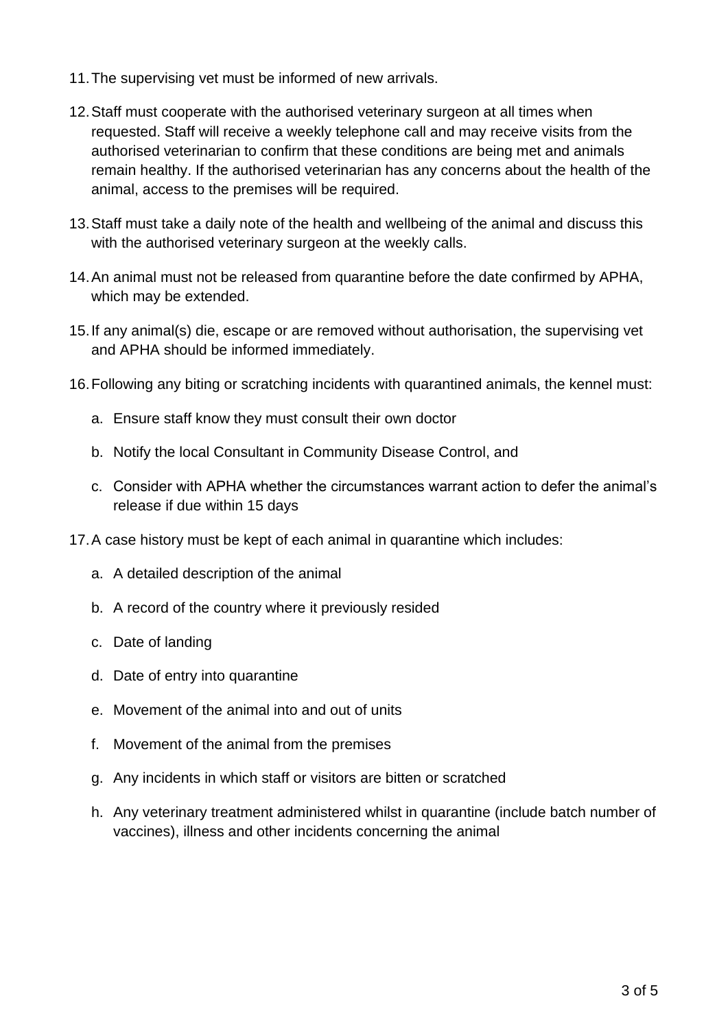11. The supervising vet must be informed of new arrivals.

12. Staff must cooperate with the authorised veterinary surgeon at all times when requested. Staff will receive a weekly telephone call and may receive visits from the authorised veterinarian to confirm that these conditions are being met and animals remain healthy. If the authorised veterinarian has any concerns about the health of the animal, access to the premises will be required.

13. Staff must take a daily note of the health and wellbeing of the animal and discuss this with the authorised veterinary surgeon at the weekly calls.

14. An animal must not be released from quarantine before the date confirmed by APHA, which may be extended.

15. If any animal(s) die, escape or are removed without authorisation, the supervising vet and APHA should be informed immediately.

16. Following any biting or scratching incidents with quarantined animals, the kennel must:

    a. Ensure staff know they must consult their own doctor

    b. Notify the local Consultant in Community Disease Control, and

    c. Consider with APHA whether the circumstances warrant action to defer the animal's release if due within 15 days

17. A case history must be kept of each animal in quarantine which includes:

    a. A detailed description of the animal

    b. A record of the country where it previously resided

    c. Date of landing

    d. Date of entry into quarantine

    e. Movement of the animal into and out of units

    f. Movement of the animal from the premises

    g. Any incidents in which staff or visitors are bitten or scratched

    h. Any veterinary treatment administered whilst in quarantine (include batch number of vaccines), illness and other incidents concerning the animal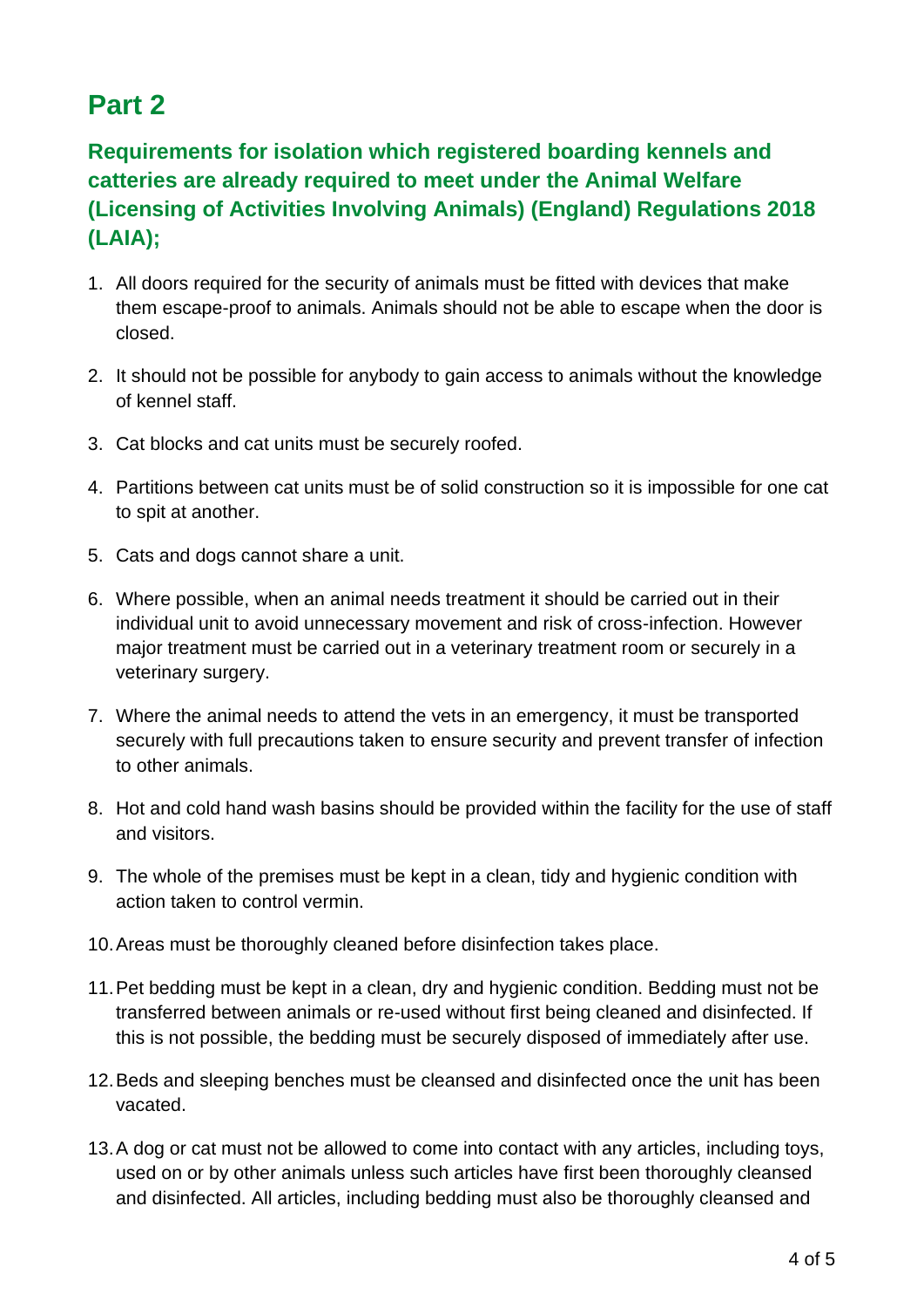# Part 2

## Requirements for isolation which registered boarding kennels and catteries are already required to meet under the Animal Welfare (Licensing of Activities Involving Animals) (England) Regulations 2018 (LAIA);

1. All doors required for the security of animals must be fitted with devices that make them escape-proof to animals. Animals should not be able to escape when the door is closed.

2. It should not be possible for anybody to gain access to animals without the knowledge of kennel staff.

3. Cat blocks and cat units must be securely roofed.

4. Partitions between cat units must be of solid construction so it is impossible for one cat to spit at another.

5. Cats and dogs cannot share a unit.

6. Where possible, when an animal needs treatment it should be carried out in their individual unit to avoid unnecessary movement and risk of cross-infection. However major treatment must be carried out in a veterinary treatment room or securely in a veterinary surgery.

7. Where the animal needs to attend the vets in an emergency, it must be transported securely with full precautions taken to ensure security and prevent transfer of infection to other animals.

8. Hot and cold hand wash basins should be provided within the facility for the use of staff and visitors.

9. The whole of the premises must be kept in a clean, tidy and hygienic condition with action taken to control vermin.

10. Areas must be thoroughly cleaned before disinfection takes place.

11. Pet bedding must be kept in a clean, dry and hygienic condition. Bedding must not be transferred between animals or re-used without first being cleaned and disinfected. If this is not possible, the bedding must be securely disposed of immediately after use.

12. Beds and sleeping benches must be cleansed and disinfected once the unit has been vacated.

13. A dog or cat must not be allowed to come into contact with any articles, including toys, used on or by other animals unless such articles have first been thoroughly cleansed and disinfected. All articles, including bedding must also be thoroughly cleansed and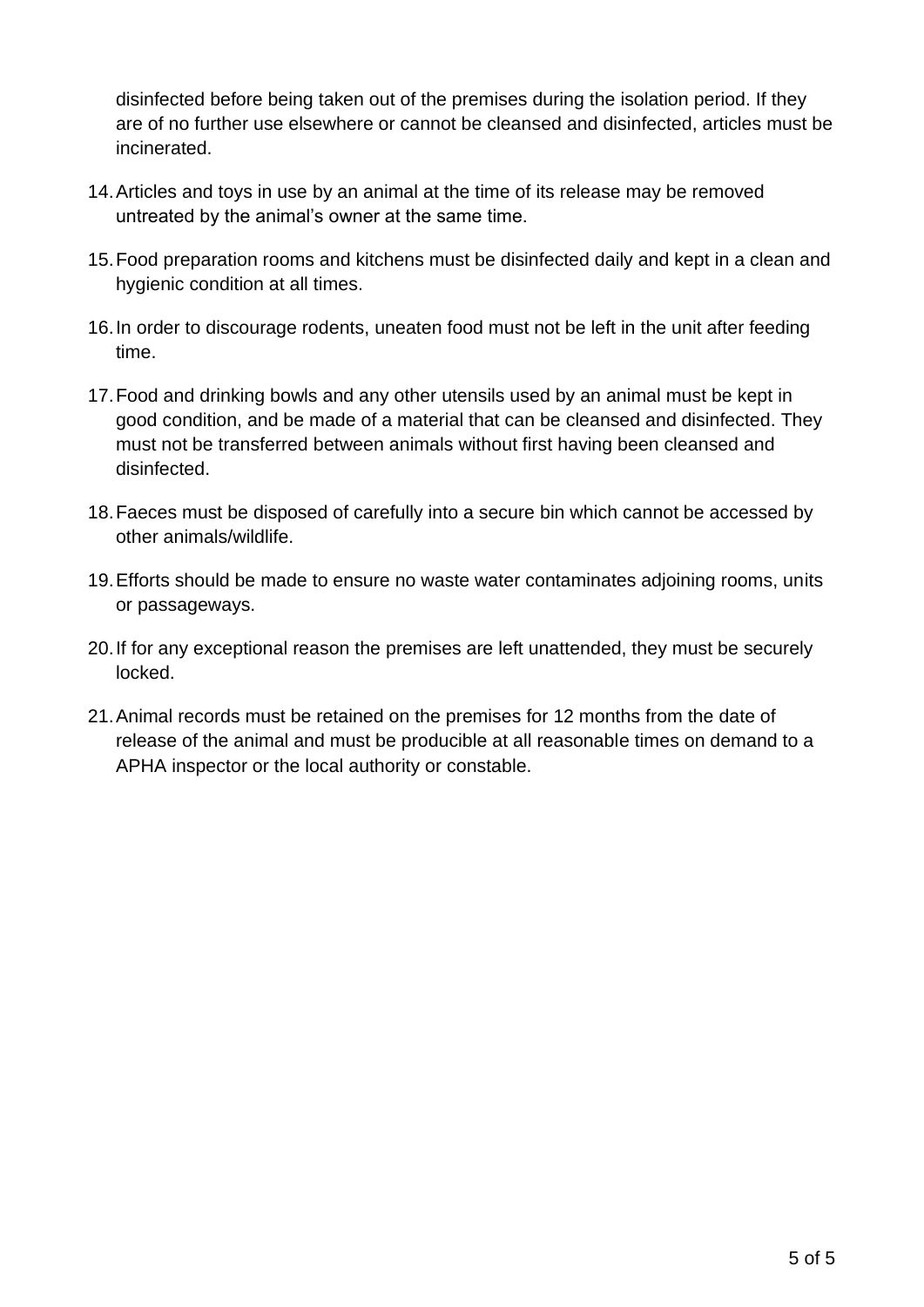disinfected before being taken out of the premises during the isolation period. If they are of no further use elsewhere or cannot be cleansed and disinfected, articles must be incinerated.

14. Articles and toys in use by an animal at the time of its release may be removed untreated by the animal's owner at the same time.

15. Food preparation rooms and kitchens must be disinfected daily and kept in a clean and hygienic condition at all times.

16. In order to discourage rodents, uneaten food must not be left in the unit after feeding time.

17. Food and drinking bowls and any other utensils used by an animal must be kept in good condition, and be made of a material that can be cleansed and disinfected. They must not be transferred between animals without first having been cleansed and disinfected.

18. Faeces must be disposed of carefully into a secure bin which cannot be accessed by other animals/wildlife.

19. Efforts should be made to ensure no waste water contaminates adjoining rooms, units or passageways.

20. If for any exceptional reason the premises are left unattended, they must be securely locked.

21. Animal records must be retained on the premises for 12 months from the date of release of the animal and must be producible at all reasonable times on demand to a APHA inspector or the local authority or constable.